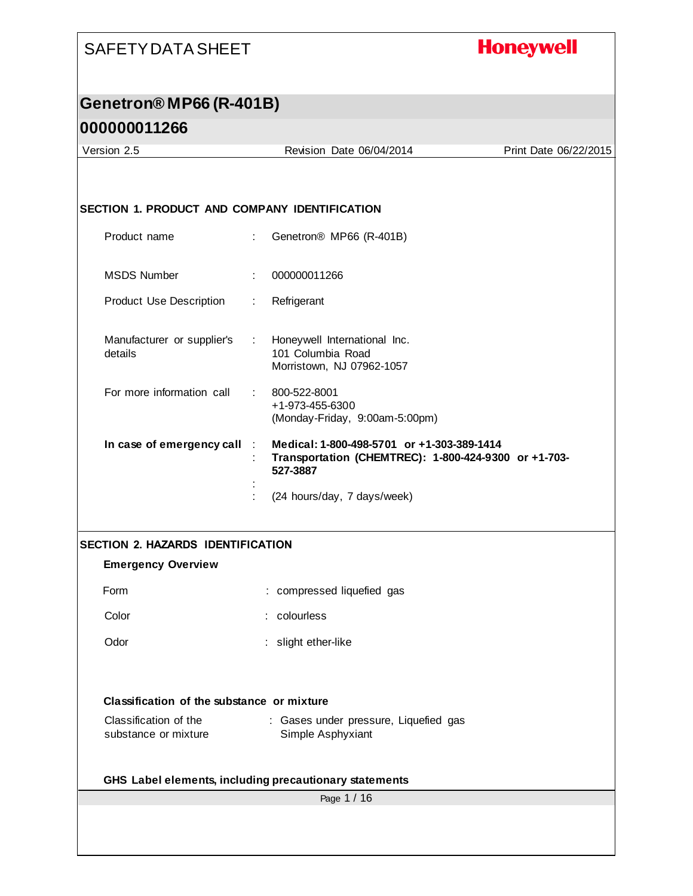SAFETY DATA SHEET

**Honeywell**

## Genetron® MP66 (R-401B)

## 000000011266

Version 2.5 | Revision Date 06/04/2014 | Print Date 06/22/2015

### SECTION 1. PRODUCT AND COMPANY IDENTIFICATION

| | | |
|---|---|---|
| Product name | : | Genetron® MP66 (R-401B) |
| MSDS Number | : | 000000011266 |
| Product Use Description | : | Refrigerant |
| Manufacturer or supplier's details | : | Honeywell International Inc.<br>101 Columbia Road<br>Morristown, NJ 07962-1057 |
| For more information call | : | 800-522-8001<br>+1-973-455-6300<br>(Monday-Friday, 9:00am-5:00pm) |
| **In case of emergency call** | : | **Medical: 1-800-498-5701 or +1-303-389-1414** |
| | : | **Transportation (CHEMTREC): 1-800-424-9300 or +1-703-527-3887** |
| | : | |
| | : | (24 hours/day, 7 days/week) |

### SECTION 2. HAZARDS IDENTIFICATION

**Emergency Overview**

| | | |
|---|---|---|
| Form | : | compressed liquefied gas |
| Color | : | colourless |
| Odor | : | slight ether-like |

**Classification of the substance or mixture**

| | | |
|---|---|---|
| Classification of the substance or mixture | : | Gases under pressure, Liquefied gas<br>Simple Asphyxiant |

**GHS Label elements, including precautionary statements**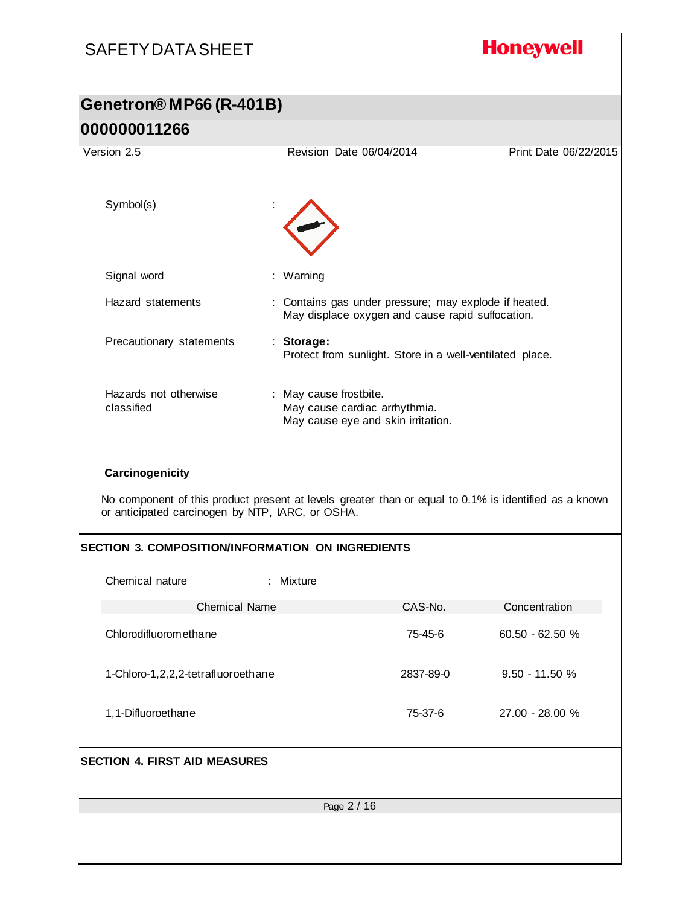Symbol(s) :

Signal word : Warning

Hazard statements : Contains gas under pressure; may explode if heated.
May displace oxygen and cause rapid suffocation.

Precautionary statements : **Storage:**
Protect from sunlight. Store in a well-ventilated place.

Hazards not otherwise classified : May cause frostbite.
May cause cardiac arrhythmia.
May cause eye and skin irritation.

**Carcinogenicity**

No component of this product present at levels greater than or equal to 0.1% is identified as a known or anticipated carcinogen by NTP, IARC, or OSHA.

## SECTION 3. COMPOSITION/INFORMATION ON INGREDIENTS

Chemical nature : Mixture

| Chemical Name | CAS-No. | Concentration |
|---|---|---|
| Chlorodifluoromethane | 75-45-6 | 60.50 - 62.50 % |
| 1-Chloro-1,2,2,2-tetrafluoroethane | 2837-89-0 | 9.50 - 11.50 % |
| 1,1-Difluoroethane | 75-37-6 | 27.00 - 28.00 % |

## SECTION 4. FIRST AID MEASURES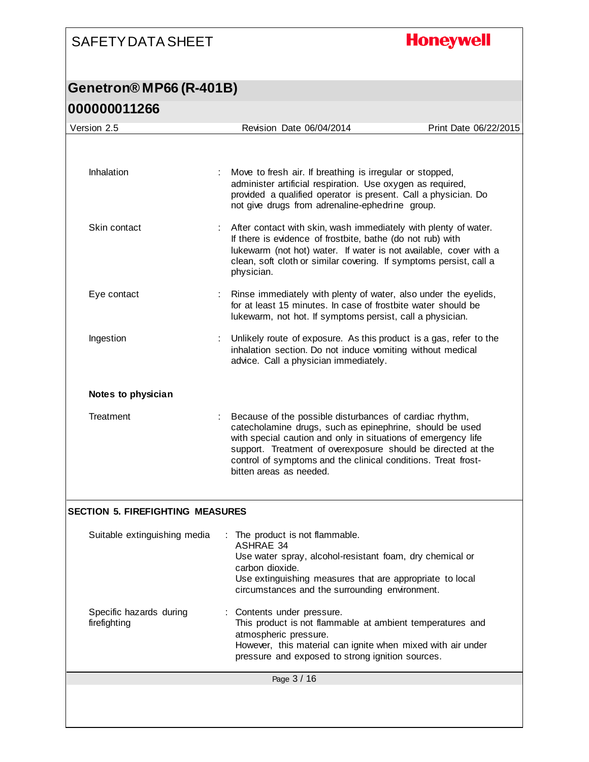| | |
|---|---|
| Inhalation | Move to fresh air. If breathing is irregular or stopped, administer artificial respiration. Use oxygen as required, provided a qualified operator is present. Call a physician. Do not give drugs from adrenaline-ephedrine group. |
| Skin contact | After contact with skin, wash immediately with plenty of water. If there is evidence of frostbite, bathe (do not rub) with lukewarm (not hot) water. If water is not available, cover with a clean, soft cloth or similar covering. If symptoms persist, call a physician. |
| Eye contact | Rinse immediately with plenty of water, also under the eyelids, for at least 15 minutes. In case of frostbite water should be lukewarm, not hot. If symptoms persist, call a physician. |
| Ingestion | Unlikely route of exposure. As this product is a gas, refer to the inhalation section. Do not induce vomiting without medical advice. Call a physician immediately. |

**Notes to physician**

| | |
|---|---|
| Treatment | Because of the possible disturbances of cardiac rhythm, catecholamine drugs, such as epinephrine, should be used with special caution and only in situations of emergency life support. Treatment of overexposure should be directed at the control of symptoms and the clinical conditions. Treat frost-bitten areas as needed. |

## SECTION 5. FIREFIGHTING MEASURES

| | |
|---|---|
| Suitable extinguishing media | The product is not flammable.<br>ASHRAE 34<br>Use water spray, alcohol-resistant foam, dry chemical or carbon dioxide.<br>Use extinguishing measures that are appropriate to local circumstances and the surrounding environment. |
| Specific hazards during firefighting | Contents under pressure.<br>This product is not flammable at ambient temperatures and atmospheric pressure.<br>However, this material can ignite when mixed with air under pressure and exposed to strong ignition sources. |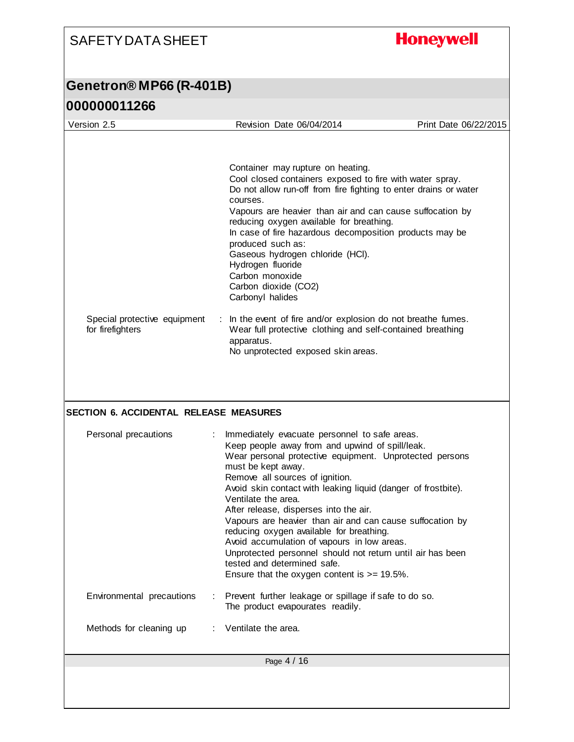Container may rupture on heating.
Cool closed containers exposed to fire with water spray.
Do not allow run-off from fire fighting to enter drains or water courses.
Vapours are heavier than air and can cause suffocation by reducing oxygen available for breathing.
In case of fire hazardous decomposition products may be produced such as:
Gaseous hydrogen chloride (HCl).
Hydrogen fluoride
Carbon monoxide
Carbon dioxide ($CO_2$)
Carbonyl halides

Special protective equipment for firefighters : In the event of fire and/or explosion do not breathe fumes.
Wear full protective clothing and self-contained breathing apparatus.
No unprotected exposed skin areas.

## SECTION 6. ACCIDENTAL RELEASE MEASURES

Personal precautions : Immediately evacuate personnel to safe areas.
Keep people away from and upwind of spill/leak.
Wear personal protective equipment. Unprotected persons must be kept away.
Remove all sources of ignition.
Avoid skin contact with leaking liquid (danger of frostbite).
Ventilate the area.
After release, disperses into the air.
Vapours are heavier than air and can cause suffocation by reducing oxygen available for breathing.
Avoid accumulation of vapours in low areas.
Unprotected personnel should not return until air has been tested and determined safe.
Ensure that the oxygen content is >= 19.5%.

Environmental precautions : Prevent further leakage or spillage if safe to do so.
The product evapourates readily.

Methods for cleaning up : Ventilate the area.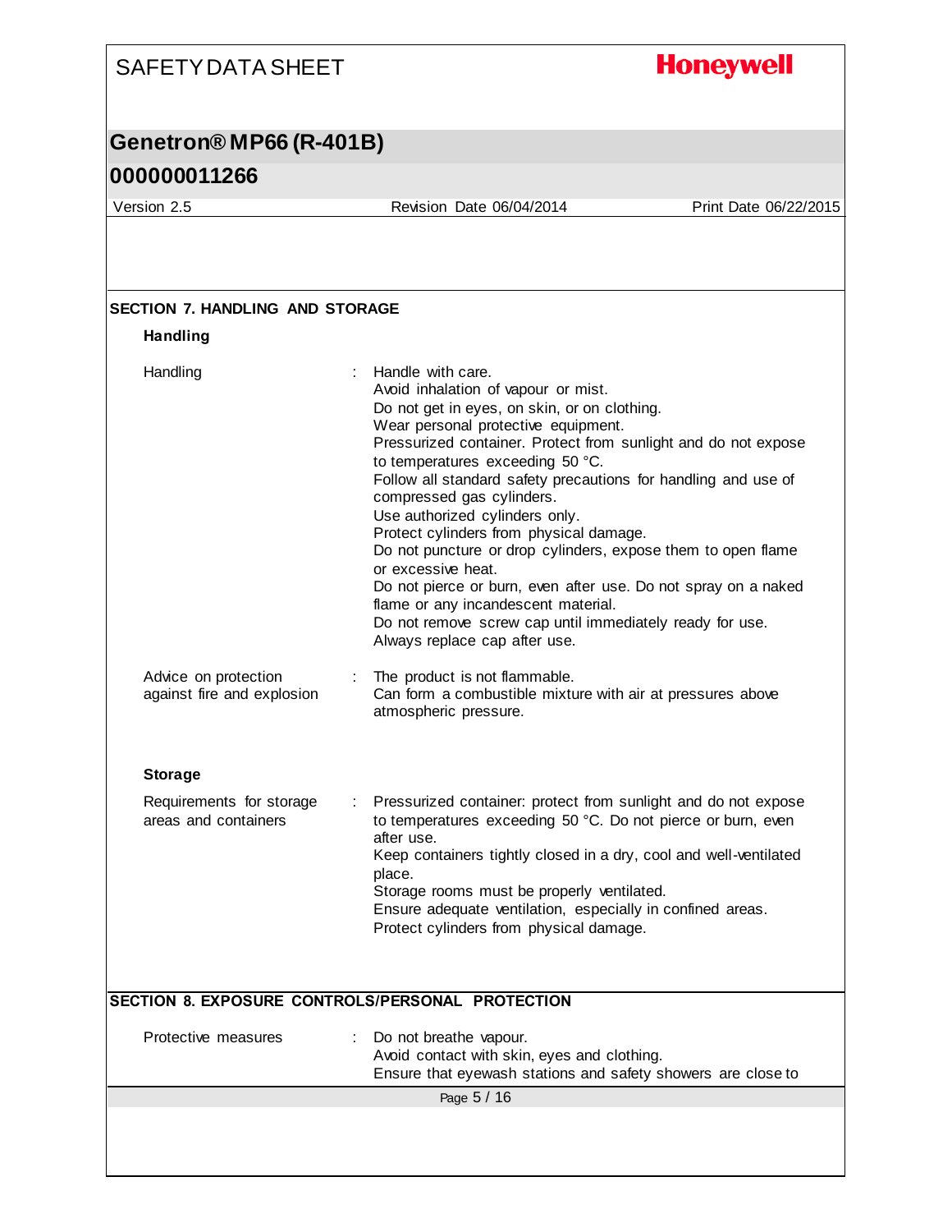## SECTION 7. HANDLING AND STORAGE

### Handling

| | |
|---|---|
| Handling | : Handle with care.<br>Avoid inhalation of vapour or mist.<br>Do not get in eyes, on skin, or on clothing.<br>Wear personal protective equipment.<br>Pressurized container. Protect from sunlight and do not expose to temperatures exceeding 50 °C.<br>Follow all standard safety precautions for handling and use of compressed gas cylinders.<br>Use authorized cylinders only.<br>Protect cylinders from physical damage.<br>Do not puncture or drop cylinders, expose them to open flame or excessive heat.<br>Do not pierce or burn, even after use. Do not spray on a naked flame or any incandescent material.<br>Do not remove screw cap until immediately ready for use.<br>Always replace cap after use. |
| Advice on protection against fire and explosion | : The product is not flammable.<br>Can form a combustible mixture with air at pressures above atmospheric pressure. |

### Storage

| | |
|---|---|
| Requirements for storage areas and containers | : Pressurized container: protect from sunlight and do not expose to temperatures exceeding 50 °C. Do not pierce or burn, even after use.<br>Keep containers tightly closed in a dry, cool and well-ventilated place.<br>Storage rooms must be properly ventilated.<br>Ensure adequate ventilation, especially in confined areas.<br>Protect cylinders from physical damage. |

## SECTION 8. EXPOSURE CONTROLS/PERSONAL PROTECTION

| | |
|---|---|
| Protective measures | : Do not breathe vapour.<br>Avoid contact with skin, eyes and clothing.<br>Ensure that eyewash stations and safety showers are close to |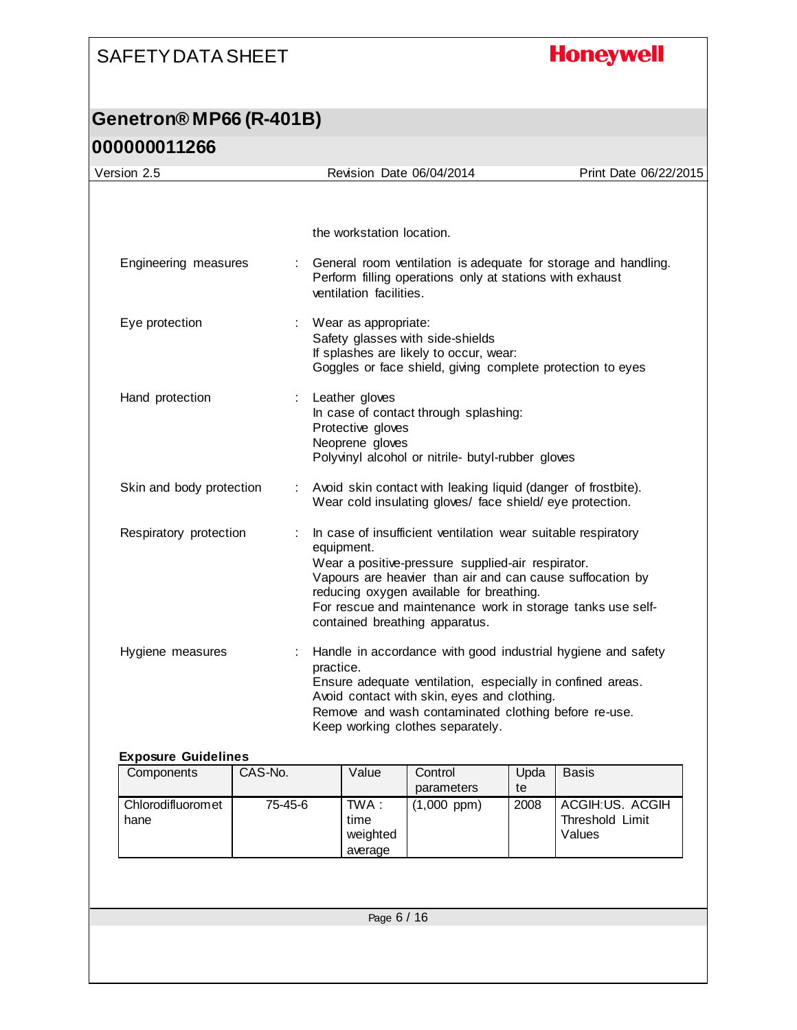the workstation location.

| | | |
|---|---|---|
| Engineering measures | : | General room ventilation is adequate for storage and handling. Perform filling operations only at stations with exhaust ventilation facilities. |
| Eye protection | : | Wear as appropriate: Safety glasses with side-shields If splashes are likely to occur, wear: Goggles or face shield, giving complete protection to eyes |
| Hand protection | : | Leather gloves In case of contact through splashing: Protective gloves Neoprene gloves Polyvinyl alcohol or nitrile- butyl-rubber gloves |
| Skin and body protection | : | Avoid skin contact with leaking liquid (danger of frostbite). Wear cold insulating gloves/ face shield/ eye protection. |
| Respiratory protection | : | In case of insufficient ventilation wear suitable respiratory equipment. Wear a positive-pressure supplied-air respirator. Vapours are heavier than air and can cause suffocation by reducing oxygen available for breathing. For rescue and maintenance work in storage tanks use self-contained breathing apparatus. |
| Hygiene measures | : | Handle in accordance with good industrial hygiene and safety practice. Ensure adequate ventilation, especially in confined areas. Avoid contact with skin, eyes and clothing. Remove and wash contaminated clothing before re-use. Keep working clothes separately. |

**Exposure Guidelines**

| Components | CAS-No. | Value | Control parameters | Update | Basis |
|---|---|---|---|---|---|
| Chlorodifluoromethane | 75-45-6 | TWA : time weighted average | (1,000 ppm) | 2008 | ACGIH:US. ACGIH Threshold Limit Values |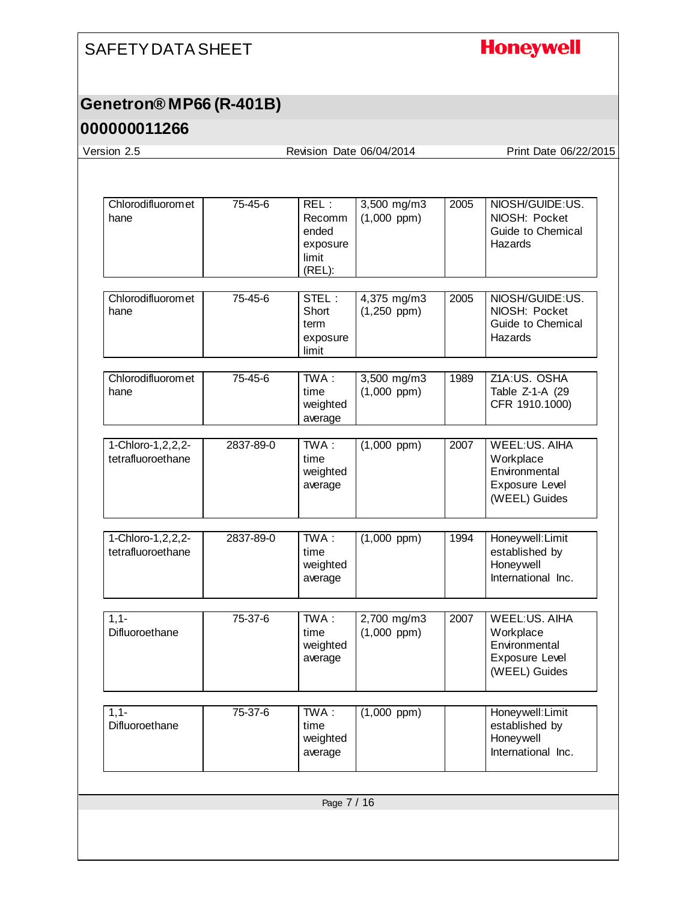| | | | | | |
|---|---|---|---|---|---|
| Chlorodifluoromethane | 75-45-6 | REL : Recommended exposure limit (REL): | 3,500 mg/m3 (1,000 ppm) | 2005 | NIOSH/GUIDE:US. NIOSH: Pocket Guide to Chemical Hazards |
| Chlorodifluoromethane | 75-45-6 | STEL : Short term exposure limit | 4,375 mg/m3 (1,250 ppm) | 2005 | NIOSH/GUIDE:US. NIOSH: Pocket Guide to Chemical Hazards |
| Chlorodifluoromethane | 75-45-6 | TWA : time weighted average | 3,500 mg/m3 (1,000 ppm) | 1989 | Z1A:US. OSHA Table Z-1-A (29 CFR 1910.1000) |
| 1-Chloro-1,2,2,2-tetrafluoroethane | 2837-89-0 | TWA : time weighted average | (1,000 ppm) | 2007 | WEEL:US. AIHA Workplace Environmental Exposure Level (WEEL) Guides |
| 1-Chloro-1,2,2,2-tetrafluoroethane | 2837-89-0 | TWA : time weighted average | (1,000 ppm) | 1994 | Honeywell:Limit established by Honeywell International Inc. |
| 1,1-Difluoroethane | 75-37-6 | TWA : time weighted average | 2,700 mg/m3 (1,000 ppm) | 2007 | WEEL:US. AIHA Workplace Environmental Exposure Level (WEEL) Guides |
| 1,1-Difluoroethane | 75-37-6 | TWA : time weighted average | (1,000 ppm) | | Honeywell:Limit established by Honeywell International Inc. |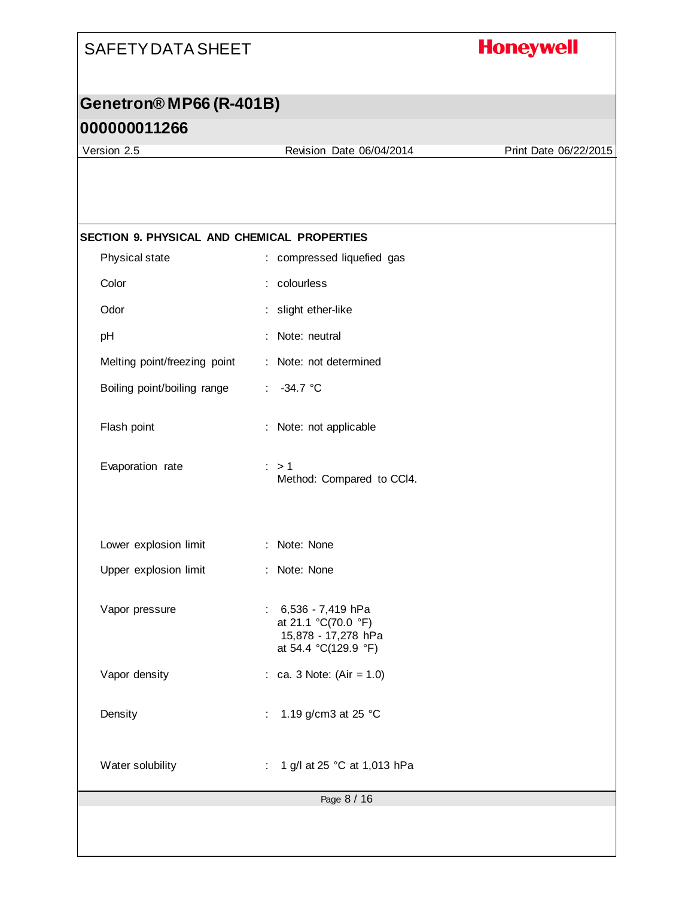## SECTION 9. PHYSICAL AND CHEMICAL PROPERTIES

| Property | Value |
|---|---|
| Physical state | compressed liquefied gas |
| Color | colourless |
| Odor | slight ether-like |
| pH | Note: neutral |
| Melting point/freezing point | Note: not determined |
| Boiling point/boiling range | -34.7 °C |
| Flash point | Note: not applicable |
| Evaporation rate | > 1<br>Method: Compared to $CCl_4$. |
| Lower explosion limit | Note: None |
| Upper explosion limit | Note: None |
| Vapor pressure | 6,536 - 7,419 hPa<br>at 21.1 °C(70.0 °F)<br>15,878 - 17,278 hPa<br>at 54.4 °C(129.9 °F) |
| Vapor density | ca. 3 Note: (Air = 1.0) |
| Density | 1.19 g/cm3 at 25 °C |
| Water solubility | 1 g/l at 25 °C at 1,013 hPa |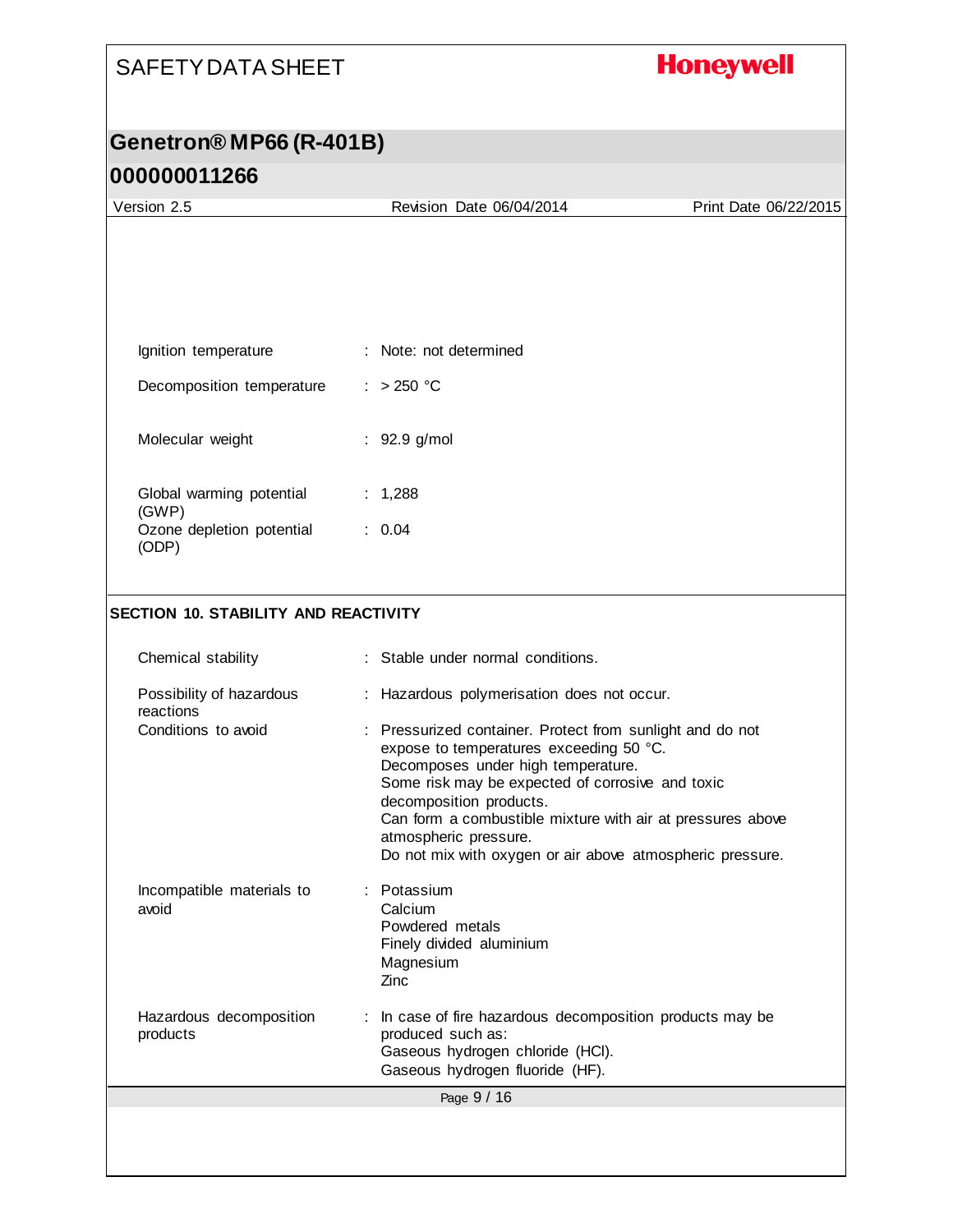| | | |
|---|---|---|
| Ignition temperature | : | Note: not determined |
| Decomposition temperature | : | > 250 °C |
| Molecular weight | : | 92.9 g/mol |
| Global warming potential (GWP) | : | 1,288 |
| Ozone depletion potential (ODP) | : | 0.04 |

## SECTION 10. STABILITY AND REACTIVITY

| | | |
|---|---|---|
| Chemical stability | : | Stable under normal conditions. |
| Possibility of hazardous reactions | : | Hazardous polymerisation does not occur. |
| Conditions to avoid | : | Pressurized container. Protect from sunlight and do not expose to temperatures exceeding 50 °C.<br>Decomposes under high temperature.<br>Some risk may be expected of corrosive and toxic decomposition products.<br>Can form a combustible mixture with air at pressures above atmospheric pressure.<br>Do not mix with oxygen or air above atmospheric pressure. |
| Incompatible materials to avoid | : | Potassium<br>Calcium<br>Powdered metals<br>Finely divided aluminium<br>Magnesium<br>Zinc |
| Hazardous decomposition products | : | In case of fire hazardous decomposition products may be produced such as:<br>Gaseous hydrogen chloride (HCl).<br>Gaseous hydrogen fluoride (HF). |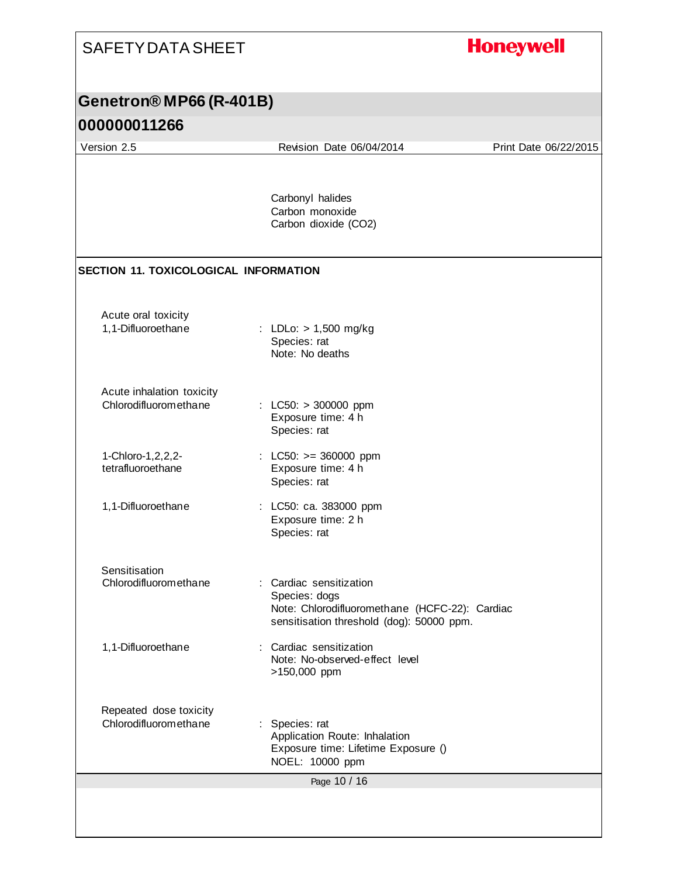Carbonyl halides
Carbon monoxide
Carbon dioxide ($CO_2$)

## SECTION 11. TOXICOLOGICAL INFORMATION

**Acute oral toxicity**

| | |
|---|---|
| 1,1-Difluoroethane | : LDLo: > 1,500 mg/kg<br>Species: rat<br>Note: No deaths |

**Acute inhalation toxicity**

| | |
|---|---|
| Chlorodifluoromethane | : LC50: > 300000 ppm<br>Exposure time: 4 h<br>Species: rat |
| 1-Chloro-1,2,2,2-tetrafluoroethane | : LC50: >= 360000 ppm<br>Exposure time: 4 h<br>Species: rat |
| 1,1-Difluoroethane | : LC50: ca. 383000 ppm<br>Exposure time: 2 h<br>Species: rat |

**Sensitisation**

| | |
|---|---|
| Chlorodifluoromethane | : Cardiac sensitization<br>Species: dogs<br>Note: Chlorodifluoromethane (HCFC-22): Cardiac sensitisation threshold (dog): 50000 ppm. |
| 1,1-Difluoroethane | : Cardiac sensitization<br>Note: No-observed-effect level >150,000 ppm |

**Repeated dose toxicity**

| | |
|---|---|
| Chlorodifluoromethane | : Species: rat<br>Application Route: Inhalation<br>Exposure time: Lifetime Exposure ()<br>NOEL: 10000 ppm |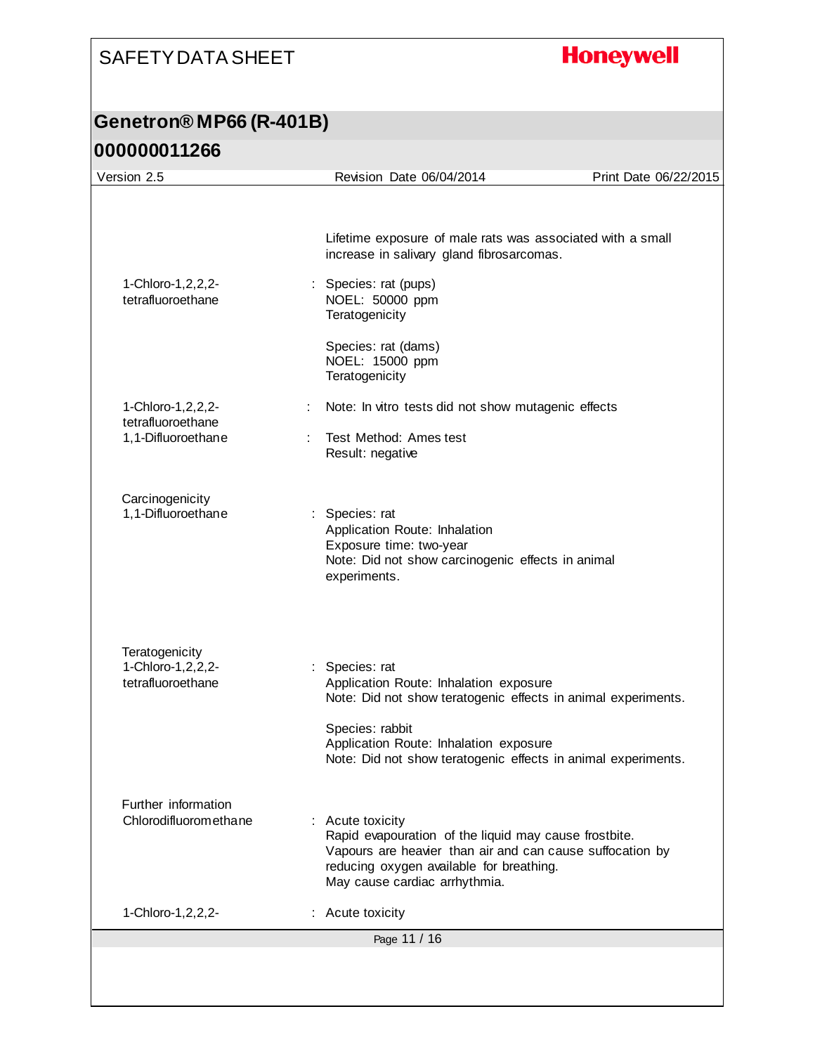Lifetime exposure of male rats was associated with a small increase in salivary gland fibrosarcomas.

| | | |
|---|---|---|
| 1-Chloro-1,2,2,2-tetrafluoroethane | : | Species: rat (pups)<br>NOEL: 50000 ppm<br>Teratogenicity<br><br>Species: rat (dams)<br>NOEL: 15000 ppm<br>Teratogenicity |
| 1-Chloro-1,2,2,2-tetrafluoroethane | : | Note: In vitro tests did not show mutagenic effects |
| 1,1-Difluoroethane | : | Test Method: Ames test<br>Result: negative |

**Carcinogenicity**

| | | |
|---|---|---|
| 1,1-Difluoroethane | : | Species: rat<br>Application Route: Inhalation<br>Exposure time: two-year<br>Note: Did not show carcinogenic effects in animal experiments. |

**Teratogenicity**

| | | |
|---|---|---|
| 1-Chloro-1,2,2,2-tetrafluoroethane | : | Species: rat<br>Application Route: Inhalation exposure<br>Note: Did not show teratogenic effects in animal experiments.<br><br>Species: rabbit<br>Application Route: Inhalation exposure<br>Note: Did not show teratogenic effects in animal experiments. |

**Further information**

| | | |
|---|---|---|
| Chlorodifluoromethane | : | Acute toxicity<br>Rapid evapouration of the liquid may cause frostbite.<br>Vapours are heavier than air and can cause suffocation by reducing oxygen available for breathing.<br>May cause cardiac arrhythmia. |
| 1-Chloro-1,2,2,2- | : | Acute toxicity |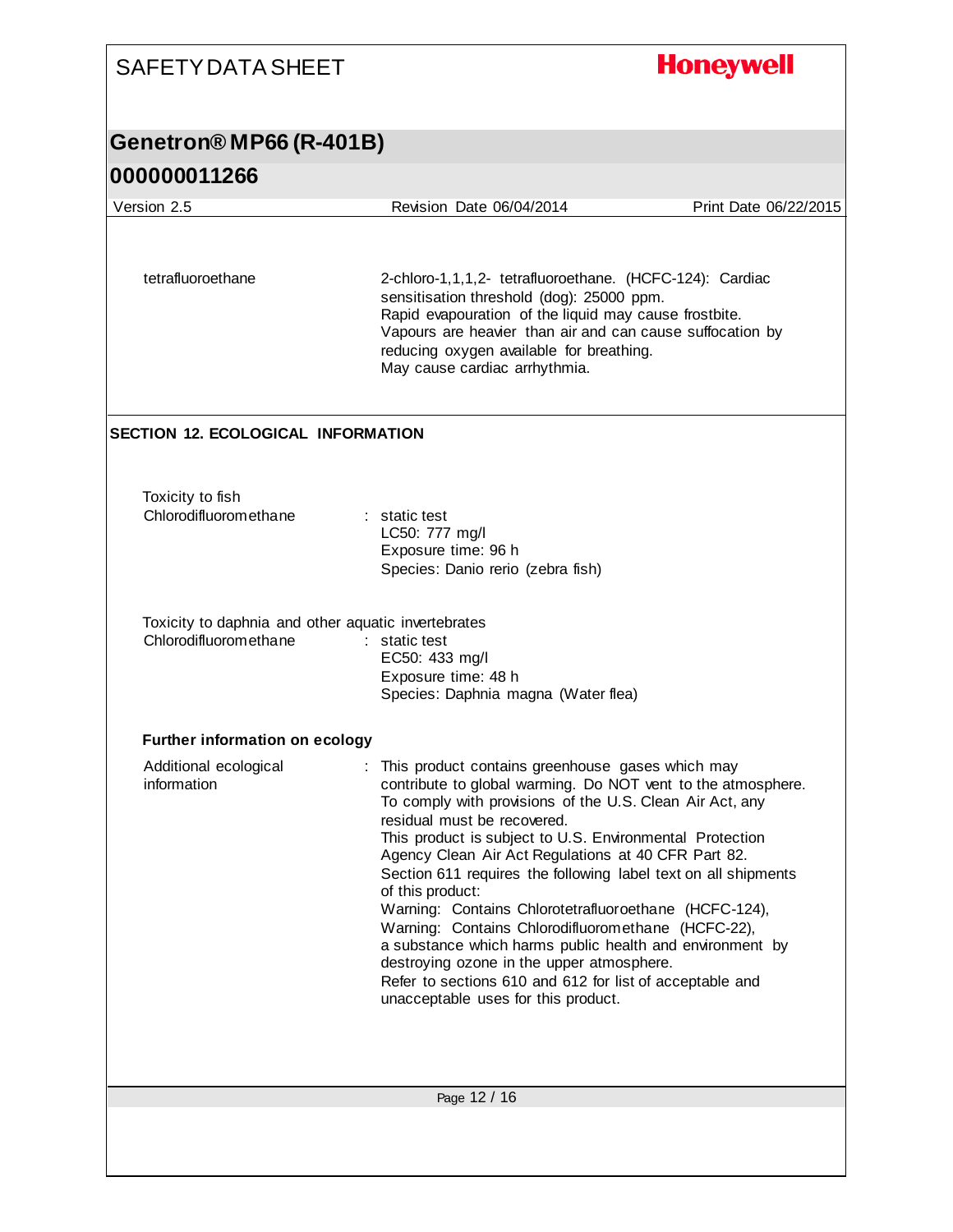| | |
|---|---|
| tetrafluoroethane | 2-chloro-1,1,1,2- tetrafluoroethane. (HCFC-124): Cardiac sensitisation threshold (dog): 25000 ppm.<br>Rapid evapouration of the liquid may cause frostbite.<br>Vapours are heavier than air and can cause suffocation by reducing oxygen available for breathing.<br>May cause cardiac arrhythmia. |

## SECTION 12. ECOLOGICAL INFORMATION

Toxicity to fish

| | |
|---|---|
| Chlorodifluoromethane | : static test<br>LC50: 777 mg/l<br>Exposure time: 96 h<br>Species: Danio rerio (zebra fish) |

Toxicity to daphnia and other aquatic invertebrates

| | |
|---|---|
| Chlorodifluoromethane | : static test<br>EC50: 433 mg/l<br>Exposure time: 48 h<br>Species: Daphnia magna (Water flea) |

**Further information on ecology**

| | |
|---|---|
| Additional ecological information | : This product contains greenhouse gases which may contribute to global warming. Do NOT vent to the atmosphere.<br>To comply with provisions of the U.S. Clean Air Act, any residual must be recovered.<br>This product is subject to U.S. Environmental Protection Agency Clean Air Act Regulations at 40 CFR Part 82.<br>Section 611 requires the following label text on all shipments of this product:<br>Warning: Contains Chlorotetrafluoroethane (HCFC-124),<br>Warning: Contains Chlorodifluoromethane (HCFC-22),<br>a substance which harms public health and environment by destroying ozone in the upper atmosphere.<br>Refer to sections 610 and 612 for list of acceptable and unacceptable uses for this product. |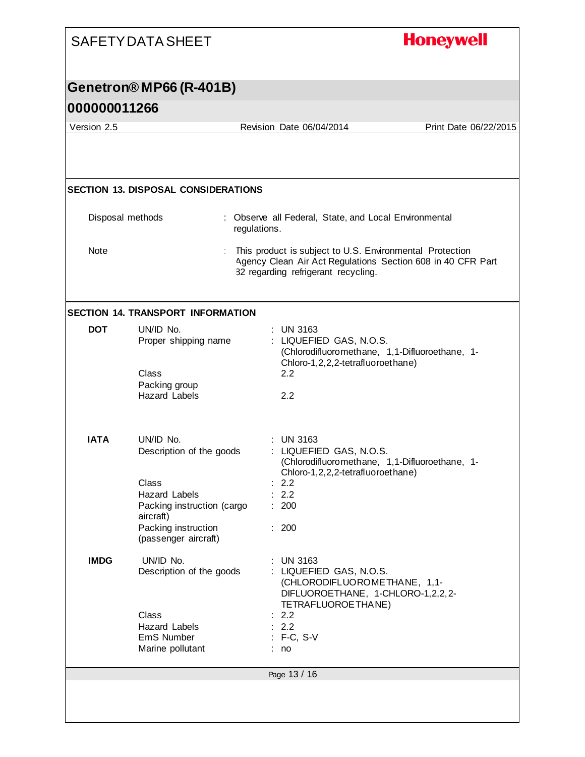## SECTION 13. DISPOSAL CONSIDERATIONS

Disposal methods : Observe all Federal, State, and Local Environmental regulations.

Note : This product is subject to U.S. Environmental Protection Agency Clean Air Act Regulations Section 608 in 40 CFR Part 82 regarding refrigerant recycling.

## SECTION 14. TRANSPORT INFORMATION

**DOT**

| | |
|---|---|
| UN/ID No. | : UN 3163 |
| Proper shipping name | : LIQUEFIED GAS, N.O.S. (Chlorodifluoromethane, 1,1-Difluoroethane, 1-Chloro-1,2,2,2-tetrafluoroethane) |
| Class | 2.2 |
| Packing group | |
| Hazard Labels | 2.2 |

**IATA**

| | |
|---|---|
| UN/ID No. | : UN 3163 |
| Description of the goods | : LIQUEFIED GAS, N.O.S. (Chlorodifluoromethane, 1,1-Difluoroethane, 1-Chloro-1,2,2,2-tetrafluoroethane) |
| Class | : 2.2 |
| Hazard Labels | : 2.2 |
| Packing instruction (cargo aircraft) | : 200 |
| Packing instruction (passenger aircraft) | : 200 |

**IMDG**

| | |
|---|---|
| UN/ID No. | : UN 3163 |
| Description of the goods | : LIQUEFIED GAS, N.O.S. (CHLORODIFLUOROMETHANE, 1,1-DIFLUOROETHANE, 1-CHLORO-1,2,2,2-TETRAFLUOROETHANE) |
| Class | : 2.2 |
| Hazard Labels | : 2.2 |
| EmS Number | : F-C, S-V |
| Marine pollutant | : no |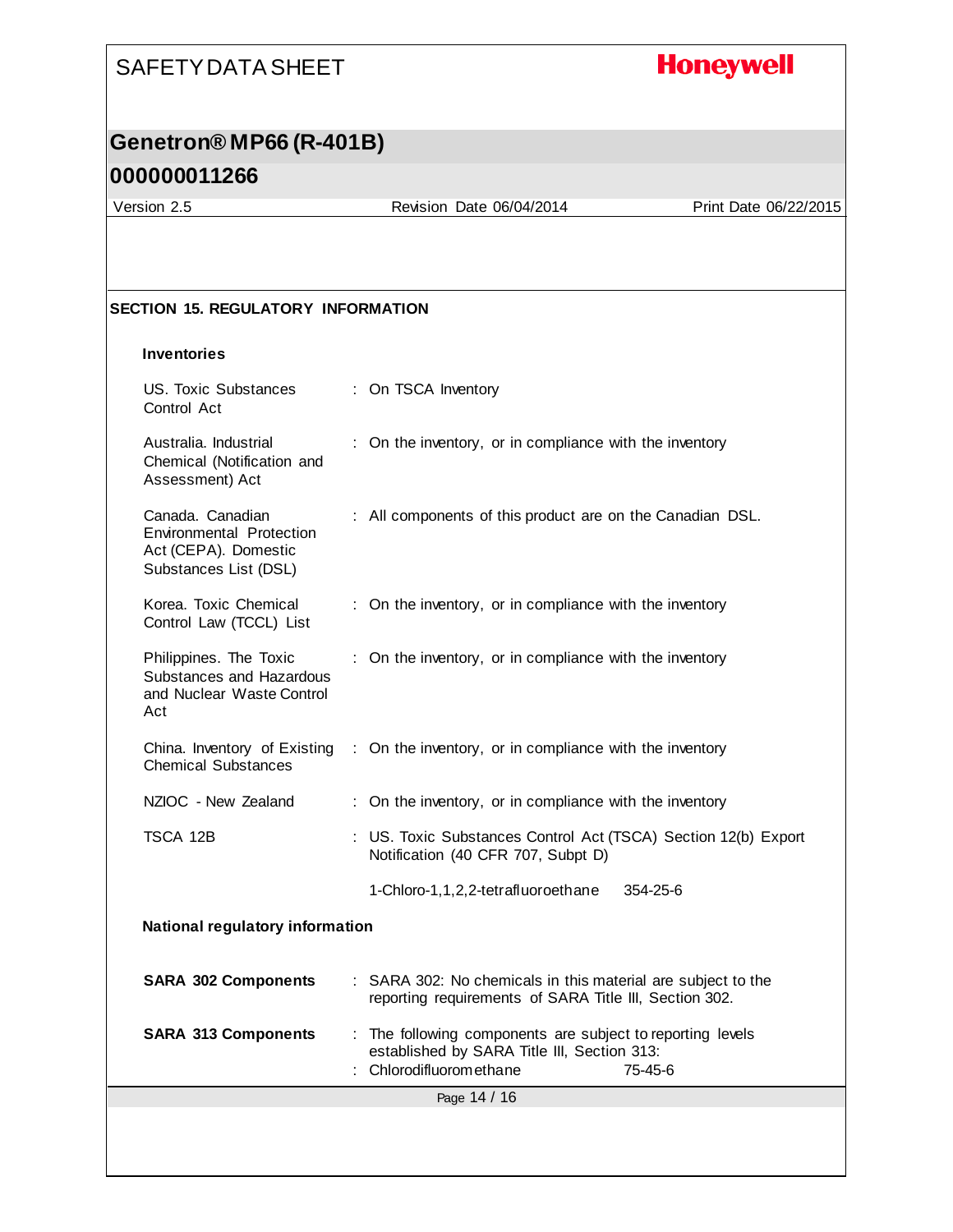## SECTION 15. REGULATORY INFORMATION

### Inventories

| | |
|---|---|
| US. Toxic Substances Control Act | : On TSCA Inventory |
| Australia. Industrial Chemical (Notification and Assessment) Act | : On the inventory, or in compliance with the inventory |
| Canada. Canadian Environmental Protection Act (CEPA). Domestic Substances List (DSL) | : All components of this product are on the Canadian DSL. |
| Korea. Toxic Chemical Control Law (TCCL) List | : On the inventory, or in compliance with the inventory |
| Philippines. The Toxic Substances and Hazardous and Nuclear Waste Control Act | : On the inventory, or in compliance with the inventory |
| China. Inventory of Existing Chemical Substances | : On the inventory, or in compliance with the inventory |
| NZIOC - New Zealand | : On the inventory, or in compliance with the inventory |
| TSCA 12B | : US. Toxic Substances Control Act (TSCA) Section 12(b) Export Notification (40 CFR 707, Subpt D)<br><br>1-Chloro-1,1,2,2-tetrafluoroethane 354-25-6 |

### National regulatory information

| | |
|---|---|
| **SARA 302 Components** | : SARA 302: No chemicals in this material are subject to the reporting requirements of SARA Title III, Section 302. |
| **SARA 313 Components** | : The following components are subject to reporting levels established by SARA Title III, Section 313:<br>: Chlorodifluoromethane 75-45-6 |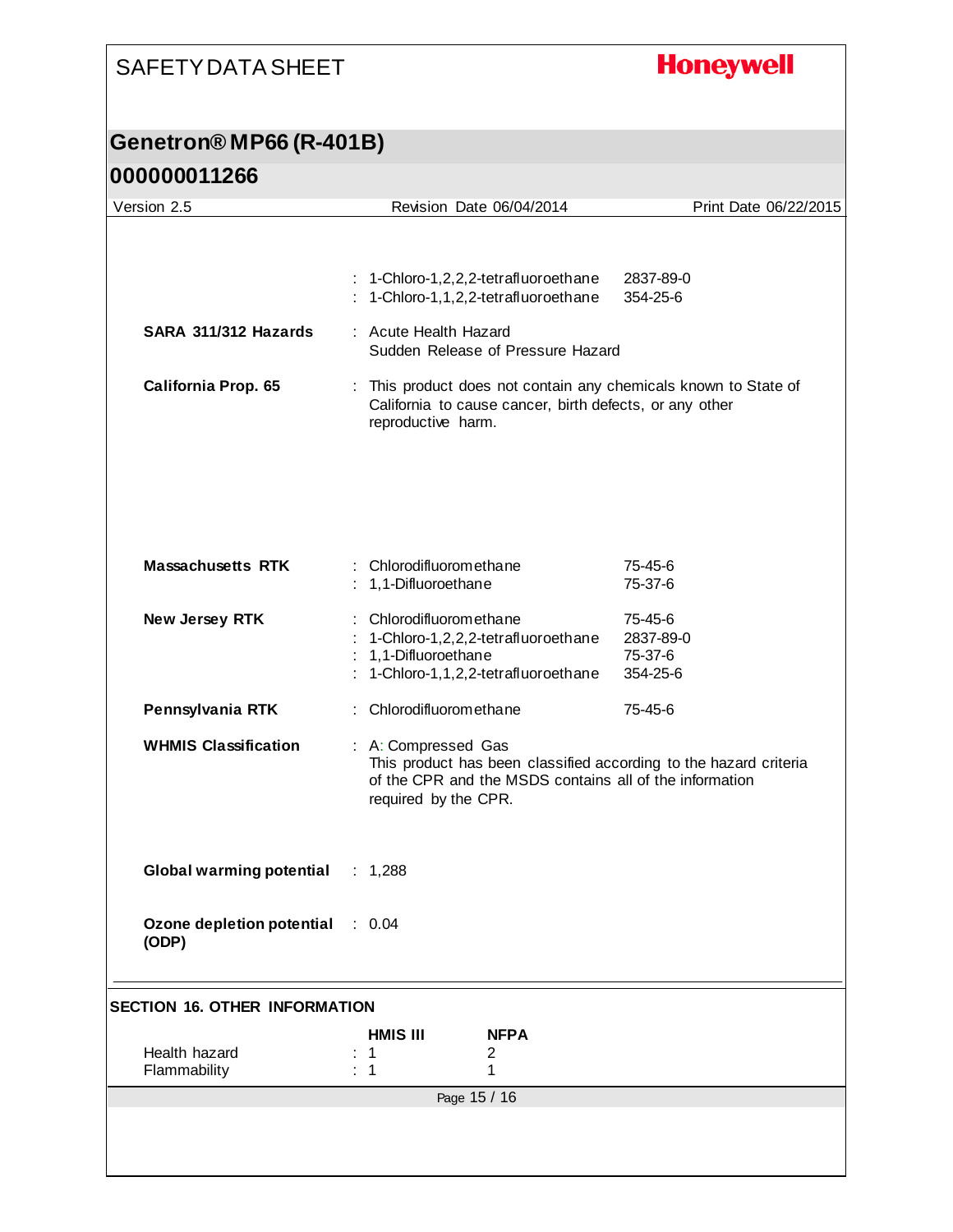: 1-Chloro-1,2,2,2-tetrafluoroethane 2837-89-0
: 1-Chloro-1,1,2,2-tetrafluoroethane 354-25-6

**SARA 311/312 Hazards** : Acute Health Hazard
Sudden Release of Pressure Hazard

**California Prop. 65** : This product does not contain any chemicals known to State of California to cause cancer, birth defects, or any other reproductive harm.

**Massachusetts RTK** : Chlorodifluoromethane 75-45-6
: 1,1-Difluoroethane 75-37-6

**New Jersey RTK** : Chlorodifluoromethane 75-45-6
: 1-Chloro-1,2,2,2-tetrafluoroethane 2837-89-0
: 1,1-Difluoroethane 75-37-6
: 1-Chloro-1,1,2,2-tetrafluoroethane 354-25-6

**Pennsylvania RTK** : Chlorodifluoromethane 75-45-6

**WHMIS Classification** : A: Compressed Gas
This product has been classified according to the hazard criteria of the CPR and the MSDS contains all of the information required by the CPR.

**Global warming potential** : 1,288

**Ozone depletion potential (ODP)** : 0.04

## SECTION 16. OTHER INFORMATION

| | HMIS III | NFPA |
|---|---|---|
| Health hazard | 1 | 2 |
| Flammability | 1 | 1 |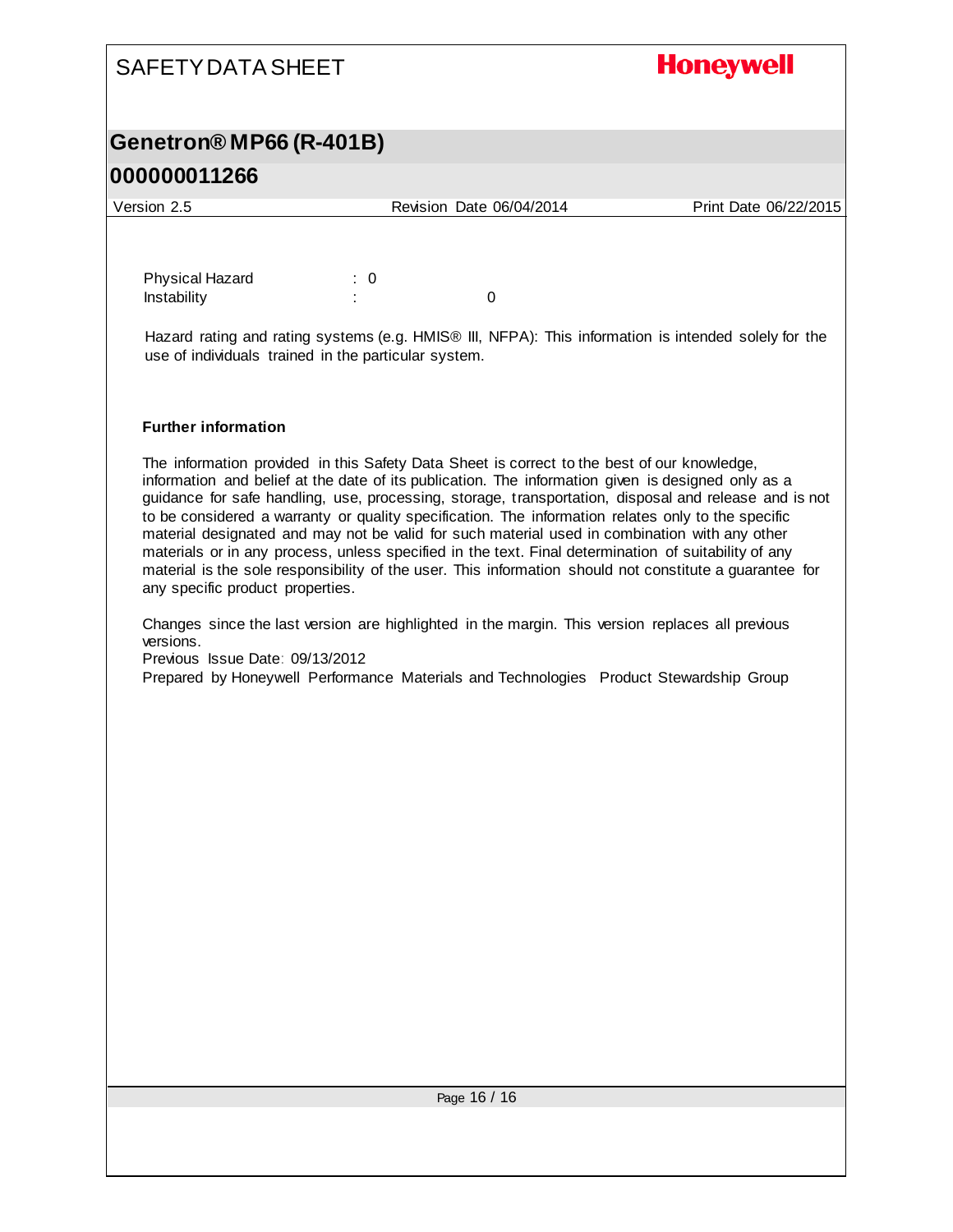| | | |
|---|---|---|
| Physical Hazard | : | 0 |
| Instability | : | 0 |

Hazard rating and rating systems (e.g. HMIS® III, NFPA): This information is intended solely for the use of individuals trained in the particular system.

**Further information**

The information provided in this Safety Data Sheet is correct to the best of our knowledge, information and belief at the date of its publication. The information given is designed only as a guidance for safe handling, use, processing, storage, transportation, disposal and release and is not to be considered a warranty or quality specification. The information relates only to the specific material designated and may not be valid for such material used in combination with any other materials or in any process, unless specified in the text. Final determination of suitability of any material is the sole responsibility of the user. This information should not constitute a guarantee for any specific product properties.

Changes since the last version are highlighted in the margin. This version replaces all previous versions.
Previous Issue Date: 09/13/2012
Prepared by Honeywell Performance Materials and Technologies Product Stewardship Group